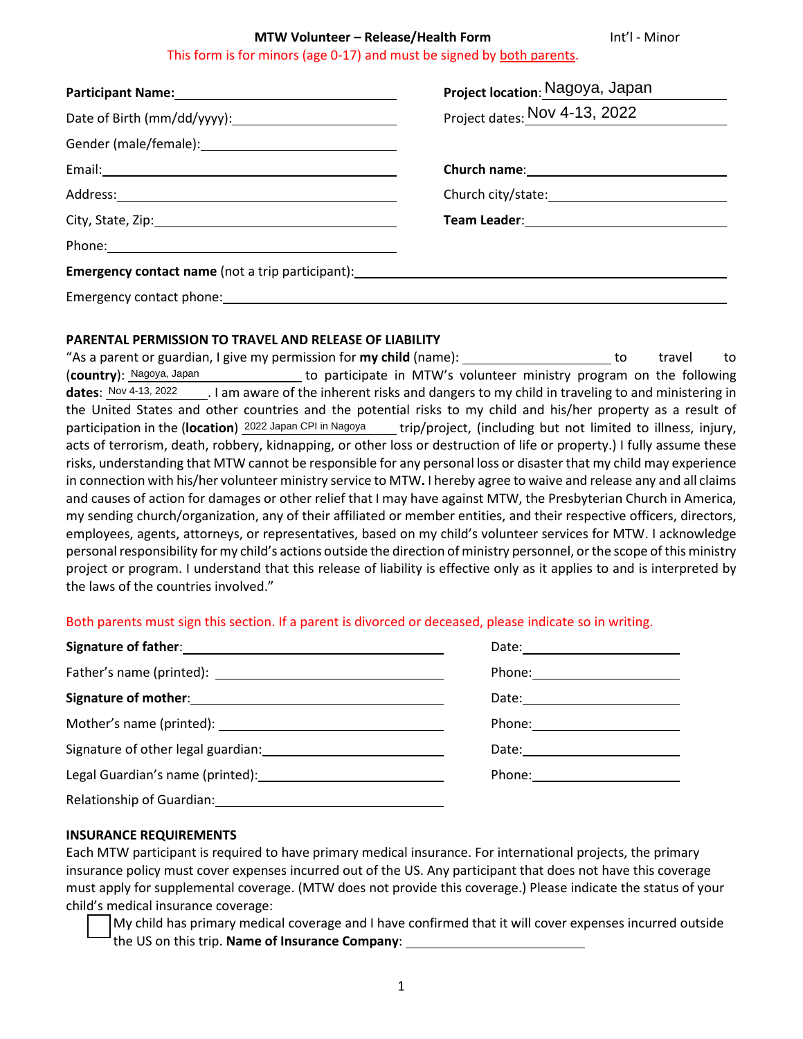**MTW Volunteer – Release/Health Form** Int'l - Minor

This form is for minors (age 0-17) and must be signed by both parents.

**Participant Name:** ______________________

Date of Birth (mm/dd/yyyy): ______________________

Gender (male/female): ______________________

Email: ______________________

Address: ______________________

City, State, Zip: ______________________

Phone: ______________________

**Project location**: Nagoya, Japan

Project dates: Nov 4-13, 2022

**Church name**: ______________________

Church city/state: ______________________

**Team Leader**: ______________________

**Emergency contact name** (not a trip participant): ______________________

Emergency contact phone: ______________________

## PARENTAL PERMISSION TO TRAVEL AND RELEASE OF LIABILITY

"As a parent or guardian, I give my permission for **my child** (name): ______________________ to travel to (**country**): Nagoya, Japan to participate in MTW's volunteer ministry program on the following **dates**: Nov 4-13, 2022. I am aware of the inherent risks and dangers to my child in traveling to and ministering in the United States and other countries and the potential risks to my child and his/her property as a result of participation in the (**location**) 2022 Japan CPI in Nagoya trip/project, (including but not limited to illness, injury, acts of terrorism, death, robbery, kidnapping, or other loss or destruction of life or property.) I fully assume these risks, understanding that MTW cannot be responsible for any personal loss or disaster that my child may experience in connection with his/her volunteer ministry service to MTW**.** I hereby agree to waive and release any and all claims and causes of action for damages or other relief that I may have against MTW, the Presbyterian Church in America, my sending church/organization, any of their affiliated or member entities, and their respective officers, directors, employees, agents, attorneys, or representatives, based on my child's volunteer services for MTW. I acknowledge personal responsibility for my child's actions outside the direction of ministry personnel, or the scope of this ministry project or program. I understand that this release of liability is effective only as it applies to and is interpreted by the laws of the countries involved."

Both parents must sign this section. If a parent is divorced or deceased, please indicate so in writing.

**Signature of father**: ______________________ Date: ______________

Father's name (printed): ______________________ Phone: ______________

**Signature of mother**: ______________________ Date: ______________

Mother's name (printed): ______________________ Phone: ______________

Signature of other legal guardian: ______________________ Date: ______________

Legal Guardian's name (printed): ______________________ Phone: ______________

Relationship of Guardian: ______________________

## INSURANCE REQUIREMENTS

Each MTW participant is required to have primary medical insurance. For international projects, the primary insurance policy must cover expenses incurred out of the US. Any participant that does not have this coverage must apply for supplemental coverage. (MTW does not provide this coverage.) Please indicate the status of your child's medical insurance coverage:

☐ My child has primary medical coverage and I have confirmed that it will cover expenses incurred outside the US on this trip. **Name of Insurance Company**: ______________________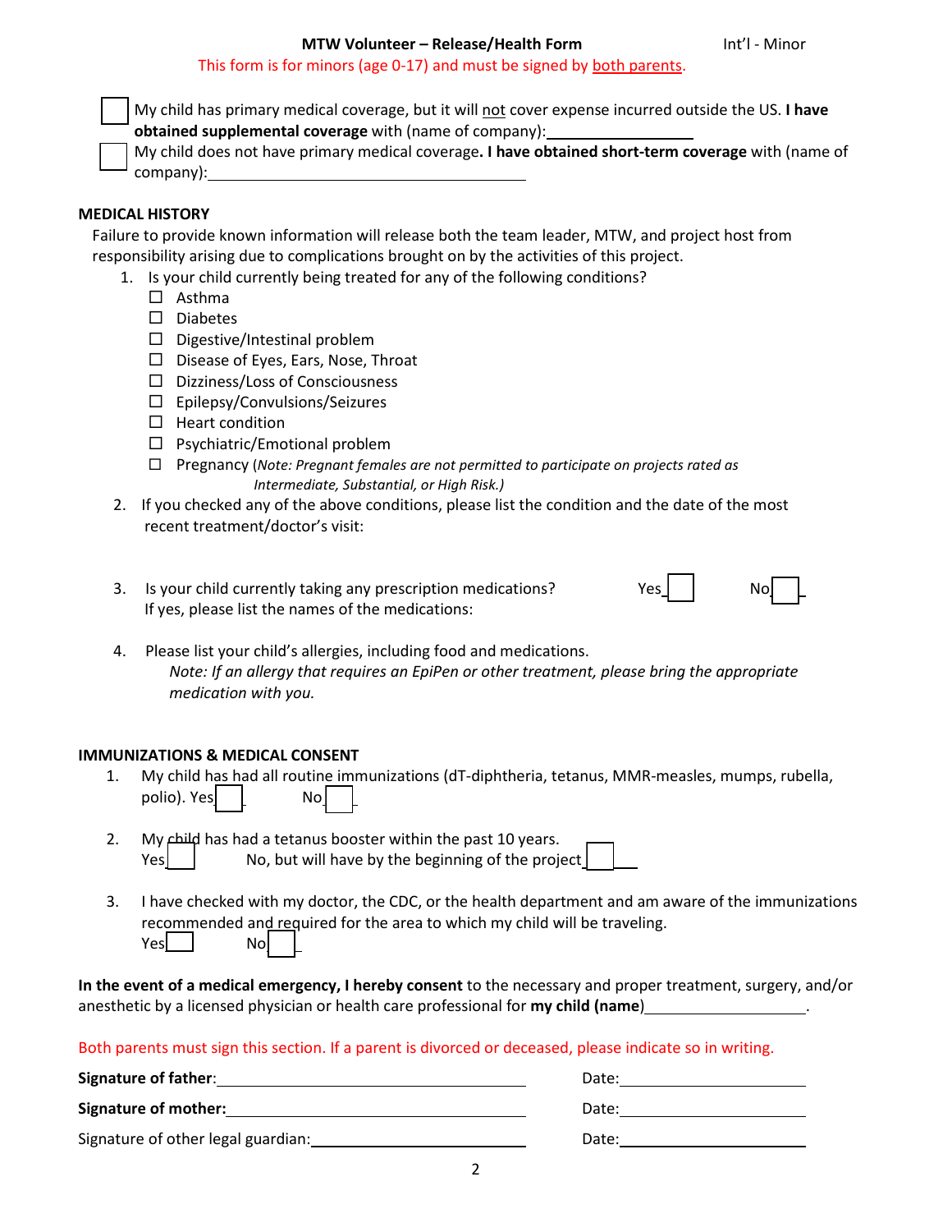**MTW Volunteer – Release/Health Form** Int'l - Minor

This form is for minors (age 0-17) and must be signed by both parents.

☐ My child has primary medical coverage, but it will not cover expense incurred outside the US. **I have obtained supplemental coverage** with (name of company):\_\_\_\_\_\_\_\_\_\_\_\_\_\_\_\_\_\_

☐ My child does not have primary medical coverage**. I have obtained short-term coverage** with (name of company):\_\_\_\_\_\_\_\_\_\_\_\_\_\_\_\_\_\_\_\_\_\_\_\_\_\_\_\_\_\_\_\_\_\_\_\_\_\_

**MEDICAL HISTORY**

Failure to provide known information will release both the team leader, MTW, and project host from responsibility arising due to complications brought on by the activities of this project.

1. Is your child currently being treated for any of the following conditions?
   - ☐ Asthma
   - ☐ Diabetes
   - ☐ Digestive/Intestinal problem
   - ☐ Disease of Eyes, Ears, Nose, Throat
   - ☐ Dizziness/Loss of Consciousness
   - ☐ Epilepsy/Convulsions/Seizures
   - ☐ Heart condition
   - ☐ Psychiatric/Emotional problem
   - ☐ Pregnancy (*Note: Pregnant females are not permitted to participate on projects rated as Intermediate, Substantial, or High Risk.)*
2. If you checked any of the above conditions, please list the condition and the date of the most recent treatment/doctor's visit:

3. Is your child currently taking any prescription medications? Yes ☐ No ☐
   If yes, please list the names of the medications:

4. Please list your child's allergies, including food and medications.
   *Note: If an allergy that requires an EpiPen or other treatment, please bring the appropriate medication with you.*

**IMMUNIZATIONS & MEDICAL CONSENT**

1. My child has had all routine immunizations (dT-diphtheria, tetanus, MMR-measles, mumps, rubella, polio). Yes ☐ No ☐
2. My child has had a tetanus booster within the past 10 years.
   Yes ☐ No, but will have by the beginning of the project ☐
3. I have checked with my doctor, the CDC, or the health department and am aware of the immunizations recommended and required for the area to which my child will be traveling.
   Yes ☐ No ☐

**In the event of a medical emergency, I hereby consent** to the necessary and proper treatment, surgery, and/or anesthetic by a licensed physician or health care professional for **my child (name)**\_\_\_\_\_\_\_\_\_\_\_\_\_\_\_\_\_\_\_\_.

Both parents must sign this section. If a parent is divorced or deceased, please indicate so in writing.

**Signature of father**:\_\_\_\_\_\_\_\_\_\_\_\_\_\_\_\_\_\_\_\_\_\_\_\_\_\_\_\_\_\_\_\_\_\_\_\_\_\_ Date:\_\_\_\_\_\_\_\_\_\_\_\_\_\_\_\_\_\_\_\_

**Signature of mother:**\_\_\_\_\_\_\_\_\_\_\_\_\_\_\_\_\_\_\_\_\_\_\_\_\_\_\_\_\_\_\_\_\_\_\_\_\_ Date:\_\_\_\_\_\_\_\_\_\_\_\_\_\_\_\_\_\_\_\_

Signature of other legal guardian:\_\_\_\_\_\_\_\_\_\_\_\_\_\_\_\_\_\_\_\_\_\_\_\_\_\_\_\_ Date:\_\_\_\_\_\_\_\_\_\_\_\_\_\_\_\_\_\_\_\_